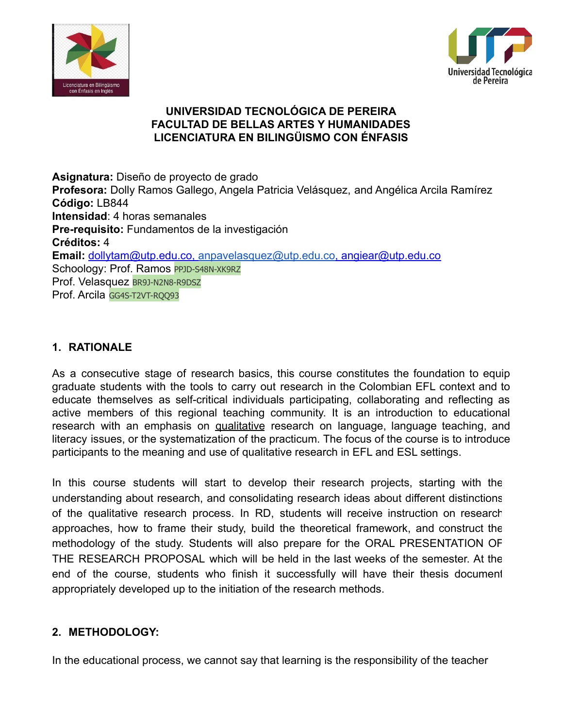**UNIVERSIDAD TECNOLÓGICA DE PEREIRA**
**FACULTAD DE BELLAS ARTES Y HUMANIDADES**
**LICENCIATURA EN BILINGÜISMO CON ÉNFASIS**

**Asignatura:** Diseño de proyecto de grado
**Profesora:** Dolly Ramos Gallego, Angela Patricia Velásquez, and Angélica Arcila Ramírez
**Código:** LB844
**Intensidad**: 4 horas semanales
**Pre-requisito:** Fundamentos de la investigación
**Créditos:** 4
**Email:** dollytam@utp.edu.co, anpavelasquez@utp.edu.co, angiear@utp.edu.co
Schoology: Prof. Ramos PPJD-S48N-XK9RZ
Prof. Velasquez BR9J-N2N8-R9DSZ
Prof. Arcila GG4S-T2VT-RQQ93

## 1. RATIONALE

As a consecutive stage of research basics, this course constitutes the foundation to equip graduate students with the tools to carry out research in the Colombian EFL context and to educate themselves as self-critical individuals participating, collaborating and reflecting as active members of this regional teaching community. It is an introduction to educational research with an emphasis on qualitative research on language, language teaching, and literacy issues, or the systematization of the practicum. The focus of the course is to introduce participants to the meaning and use of qualitative research in EFL and ESL settings.

In this course students will start to develop their research projects, starting with the understanding about research, and consolidating research ideas about different distinctions of the qualitative research process. In RD, students will receive instruction on research approaches, how to frame their study, build the theoretical framework, and construct the methodology of the study. Students will also prepare for the ORAL PRESENTATION OF THE RESEARCH PROPOSAL which will be held in the last weeks of the semester. At the end of the course, students who finish it successfully will have their thesis document appropriately developed up to the initiation of the research methods.

## 2. METHODOLOGY:

In the educational process, we cannot say that learning is the responsibility of the teacher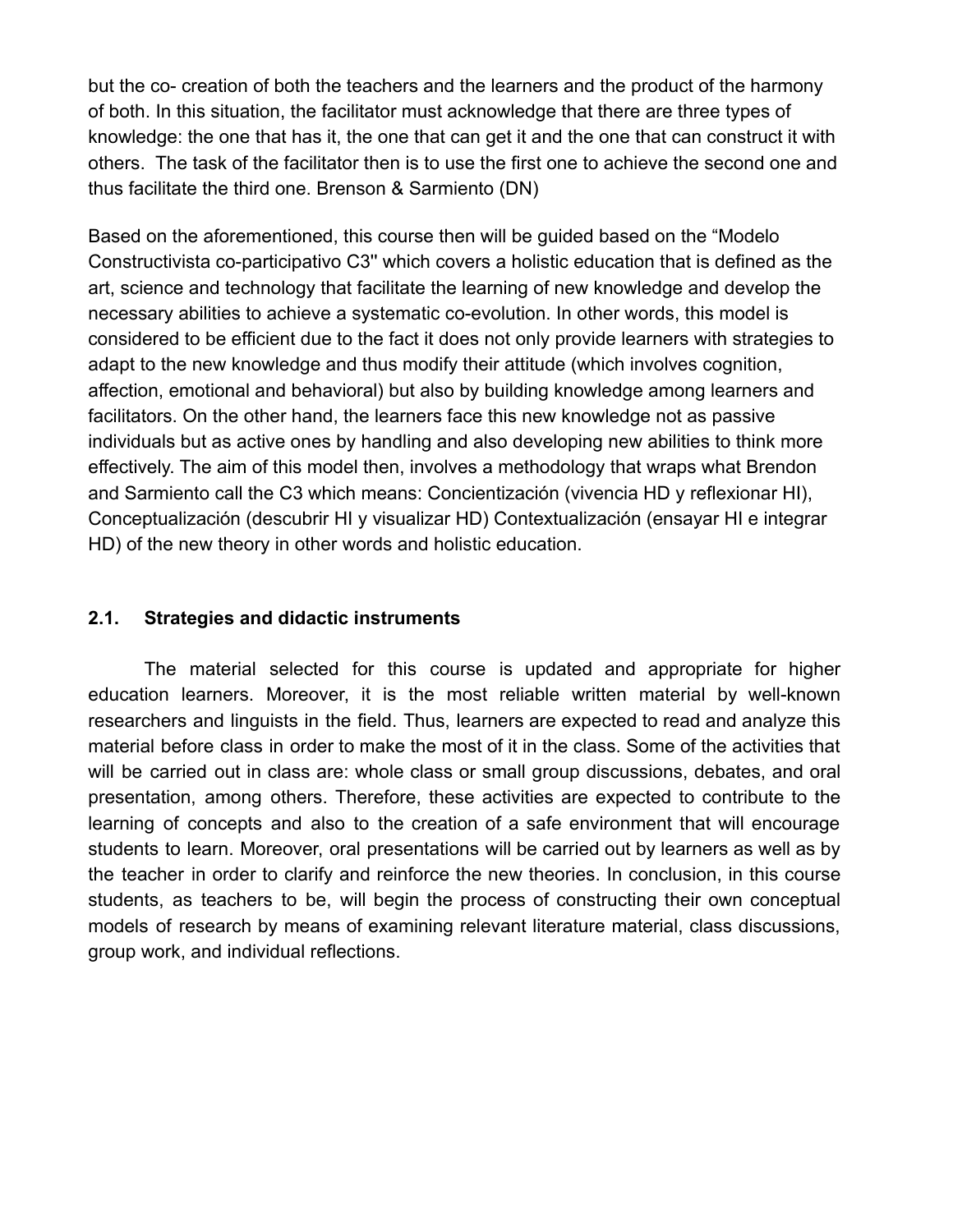but the co- creation of both the teachers and the learners and the product of the harmony of both. In this situation, the facilitator must acknowledge that there are three types of knowledge: the one that has it, the one that can get it and the one that can construct it with others. The task of the facilitator then is to use the first one to achieve the second one and thus facilitate the third one. Brenson & Sarmiento (DN)

Based on the aforementioned, this course then will be guided based on the “Modelo Constructivista co-participativo C3'' which covers a holistic education that is defined as the art, science and technology that facilitate the learning of new knowledge and develop the necessary abilities to achieve a systematic co-evolution. In other words, this model is considered to be efficient due to the fact it does not only provide learners with strategies to adapt to the new knowledge and thus modify their attitude (which involves cognition, affection, emotional and behavioral) but also by building knowledge among learners and facilitators. On the other hand, the learners face this new knowledge not as passive individuals but as active ones by handling and also developing new abilities to think more effectively. The aim of this model then, involves a methodology that wraps what Brendon and Sarmiento call the C3 which means: Concientización (vivencia HD y reflexionar HI), Conceptualización (descubrir HI y visualizar HD) Contextualización (ensayar HI e integrar HD) of the new theory in other words and holistic education.

### 2.1. Strategies and didactic instruments

The material selected for this course is updated and appropriate for higher education learners. Moreover, it is the most reliable written material by well-known researchers and linguists in the field. Thus, learners are expected to read and analyze this material before class in order to make the most of it in the class. Some of the activities that will be carried out in class are: whole class or small group discussions, debates, and oral presentation, among others. Therefore, these activities are expected to contribute to the learning of concepts and also to the creation of a safe environment that will encourage students to learn. Moreover, oral presentations will be carried out by learners as well as by the teacher in order to clarify and reinforce the new theories. In conclusion, in this course students, as teachers to be, will begin the process of constructing their own conceptual models of research by means of examining relevant literature material, class discussions, group work, and individual reflections.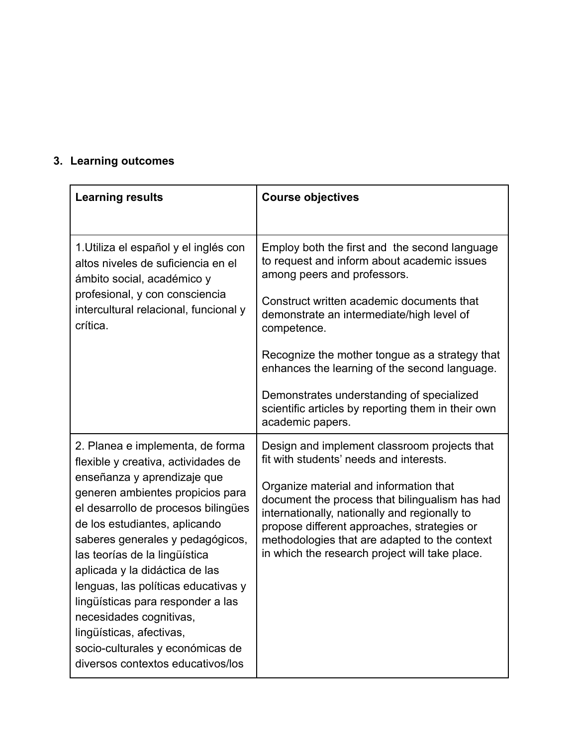## 3. Learning outcomes

| Learning results | Course objectives |
|---|---|
| 1.Utiliza el español y el inglés con altos niveles de suficiencia en el ámbito social, académico y profesional, y con consciencia intercultural relacional, funcional y crítica. | Employ both the first and the second language to request and inform about academic issues among peers and professors.<br><br>Construct written academic documents that demonstrate an intermediate/high level of competence.<br><br>Recognize the mother tongue as a strategy that enhances the learning of the second language.<br><br>Demonstrates understanding of specialized scientific articles by reporting them in their own academic papers. |
| 2. Planea e implementa, de forma flexible y creativa, actividades de enseñanza y aprendizaje que generen ambientes propicios para el desarrollo de procesos bilingües de los estudiantes, aplicando saberes generales y pedagógicos, las teorías de la lingüística aplicada y la didáctica de las lenguas, las políticas educativas y lingüísticas para responder a las necesidades cognitivas, lingüísticas, afectivas, socio-culturales y económicas de diversos contextos educativos/los | Design and implement classroom projects that fit with students' needs and interests.<br><br>Organize material and information that document the process that bilingualism has had internationally, nationally and regionally to propose different approaches, strategies or methodologies that are adapted to the context in which the research project will take place. |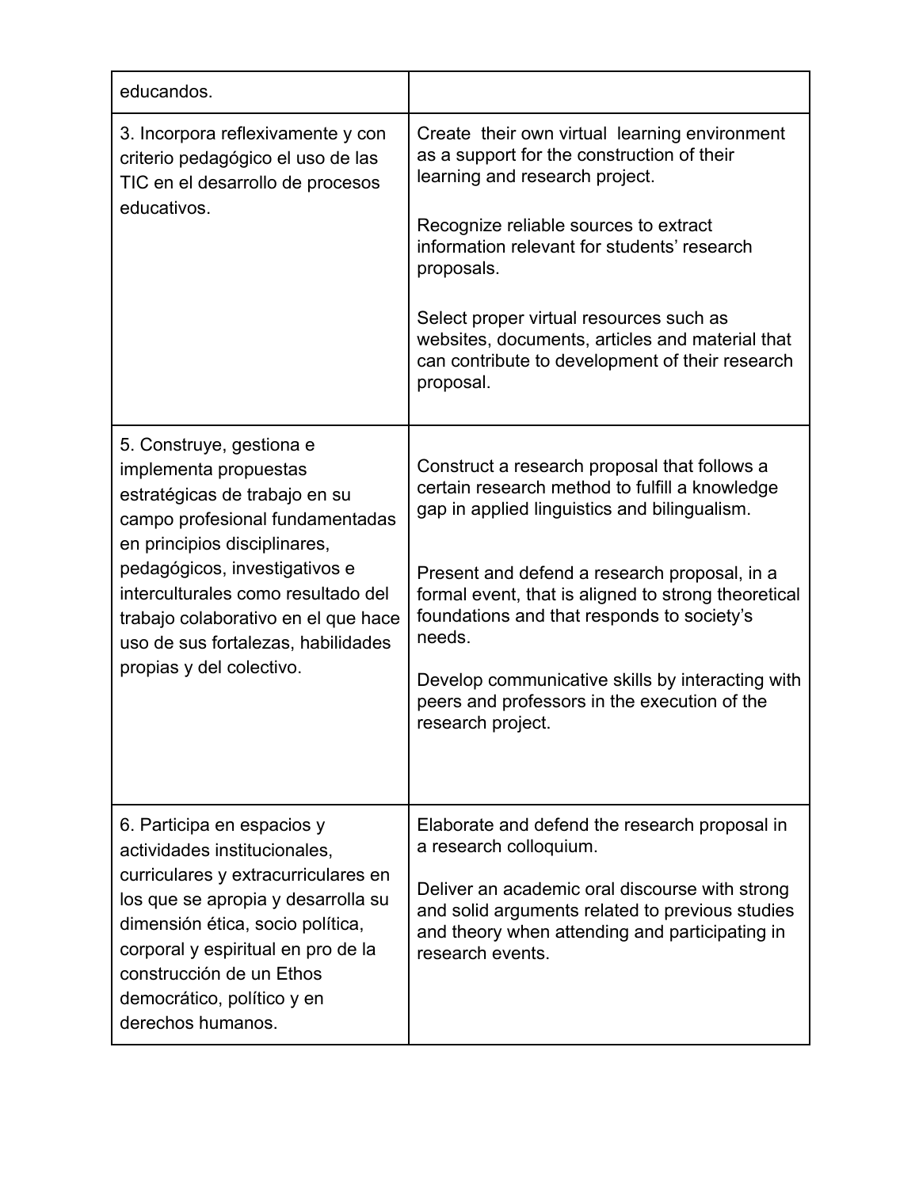| | |
|---|---|
| educandos. | |
| 3. Incorpora reflexivamente y con criterio pedagógico el uso de las TIC en el desarrollo de procesos educativos. | Create their own virtual learning environment as a support for the construction of their learning and research project.<br><br>Recognize reliable sources to extract information relevant for students' research proposals.<br><br>Select proper virtual resources such as websites, documents, articles and material that can contribute to development of their research proposal. |
| 5. Construye, gestiona e implementa propuestas estratégicas de trabajo en su campo profesional fundamentadas en principios disciplinares, pedagógicos, investigativos e interculturales como resultado del trabajo colaborativo en el que hace uso de sus fortalezas, habilidades propias y del colectivo. | Construct a research proposal that follows a certain research method to fulfill a knowledge gap in applied linguistics and bilingualism.<br><br>Present and defend a research proposal, in a formal event, that is aligned to strong theoretical foundations and that responds to society's needs.<br><br>Develop communicative skills by interacting with peers and professors in the execution of the research project. |
| 6. Participa en espacios y actividades institucionales, curriculares y extracurriculares en los que se apropia y desarrolla su dimensión ética, socio política, corporal y espiritual en pro de la construcción de un Ethos democrático, político y en derechos humanos. | Elaborate and defend the research proposal in a research colloquium.<br><br>Deliver an academic oral discourse with strong and solid arguments related to previous studies and theory when attending and participating in research events. |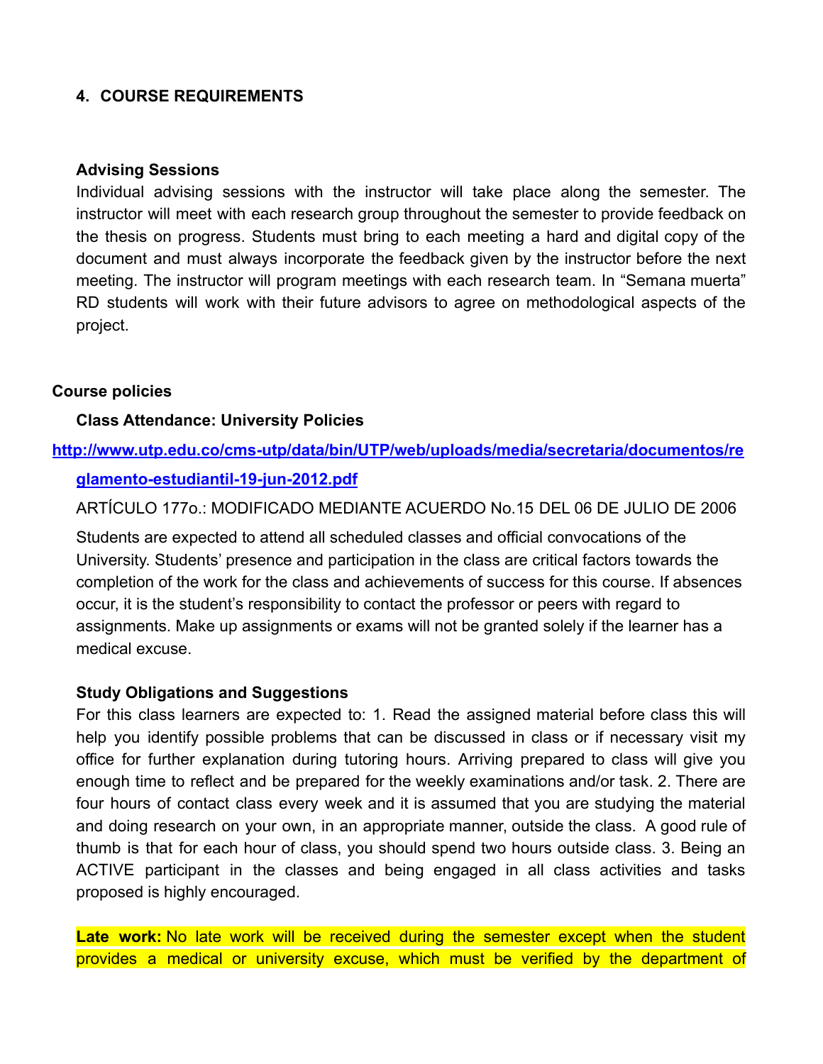## 4. COURSE REQUIREMENTS

### Advising Sessions

Individual advising sessions with the instructor will take place along the semester. The instructor will meet with each research group throughout the semester to provide feedback on the thesis on progress. Students must bring to each meeting a hard and digital copy of the document and must always incorporate the feedback given by the instructor before the next meeting. The instructor will program meetings with each research team. In "Semana muerta" RD students will work with their future advisors to agree on methodological aspects of the project.

### Course policies

**Class Attendance: University Policies**

[http://www.utp.edu.co/cms-utp/data/bin/UTP/web/uploads/media/secretaria/documentos/reglamento-estudiantil-19-jun-2012.pdf](http://www.utp.edu.co/cms-utp/data/bin/UTP/web/uploads/media/secretaria/documentos/reglamento-estudiantil-19-jun-2012.pdf)

ARTÍCULO 177o.: MODIFICADO MEDIANTE ACUERDO No.15 DEL 06 DE JULIO DE 2006

Students are expected to attend all scheduled classes and official convocations of the University. Students' presence and participation in the class are critical factors towards the completion of the work for the class and achievements of success for this course. If absences occur, it is the student's responsibility to contact the professor or peers with regard to assignments. Make up assignments or exams will not be granted solely if the learner has a medical excuse.

**Study Obligations and Suggestions**

For this class learners are expected to: 1. Read the assigned material before class this will help you identify possible problems that can be discussed in class or if necessary visit my office for further explanation during tutoring hours. Arriving prepared to class will give you enough time to reflect and be prepared for the weekly examinations and/or task. 2. There are four hours of contact class every week and it is assumed that you are studying the material and doing research on your own, in an appropriate manner, outside the class. A good rule of thumb is that for each hour of class, you should spend two hours outside class. 3. Being an ACTIVE participant in the classes and being engaged in all class activities and tasks proposed is highly encouraged.

**Late work:** No late work will be received during the semester except when the student provides a medical or university excuse, which must be verified by the department of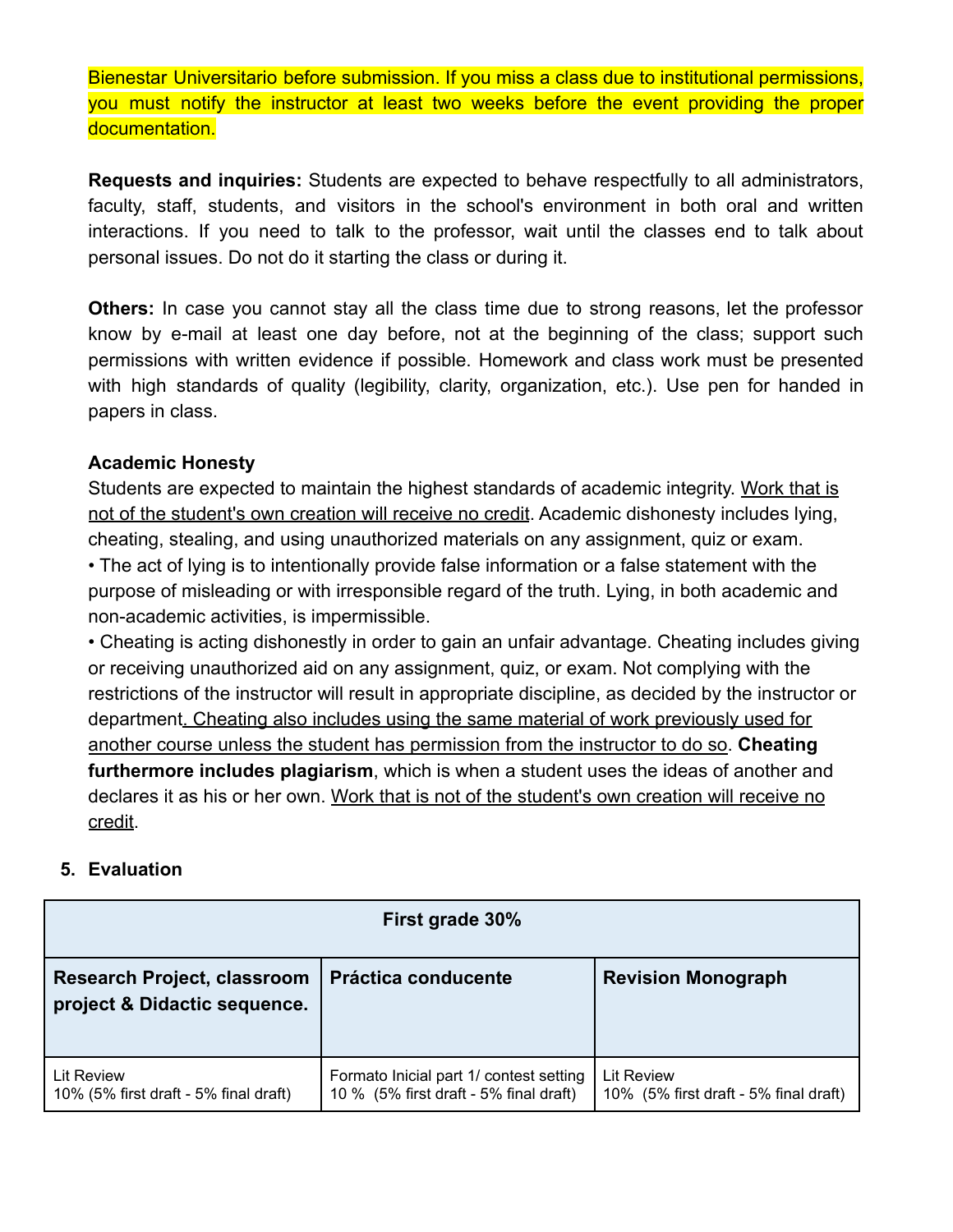Bienestar Universitario before submission. If you miss a class due to institutional permissions, you must notify the instructor at least two weeks before the event providing the proper documentation.

**Requests and inquiries:** Students are expected to behave respectfully to all administrators, faculty, staff, students, and visitors in the school's environment in both oral and written interactions. If you need to talk to the professor, wait until the classes end to talk about personal issues. Do not do it starting the class or during it.

**Others:** In case you cannot stay all the class time due to strong reasons, let the professor know by e-mail at least one day before, not at the beginning of the class; support such permissions with written evidence if possible. Homework and class work must be presented with high standards of quality (legibility, clarity, organization, etc.). Use pen for handed in papers in class.

**Academic Honesty**

Students are expected to maintain the highest standards of academic integrity. Work that is not of the student's own creation will receive no credit. Academic dishonesty includes lying, cheating, stealing, and using unauthorized materials on any assignment, quiz or exam.

• The act of lying is to intentionally provide false information or a false statement with the purpose of misleading or with irresponsible regard of the truth. Lying, in both academic and non-academic activities, is impermissible.

• Cheating is acting dishonestly in order to gain an unfair advantage. Cheating includes giving or receiving unauthorized aid on any assignment, quiz, or exam. Not complying with the restrictions of the instructor will result in appropriate discipline, as decided by the instructor or department. Cheating also includes using the same material of work previously used for another course unless the student has permission from the instructor to do so. **Cheating furthermore includes plagiarism**, which is when a student uses the ideas of another and declares it as his or her own. Work that is not of the student's own creation will receive no credit.

5. **Evaluation**

| **First grade 30%** | | |
|---|---|---|
| **Research Project, classroom project & Didactic sequence.** | **Práctica conducente** | **Revision Monograph** |
| Lit Review<br>10% (5% first draft - 5% final draft) | Formato Inicial part 1/ contest setting<br>10 % (5% first draft - 5% final draft) | Lit Review<br>10% (5% first draft - 5% final draft) |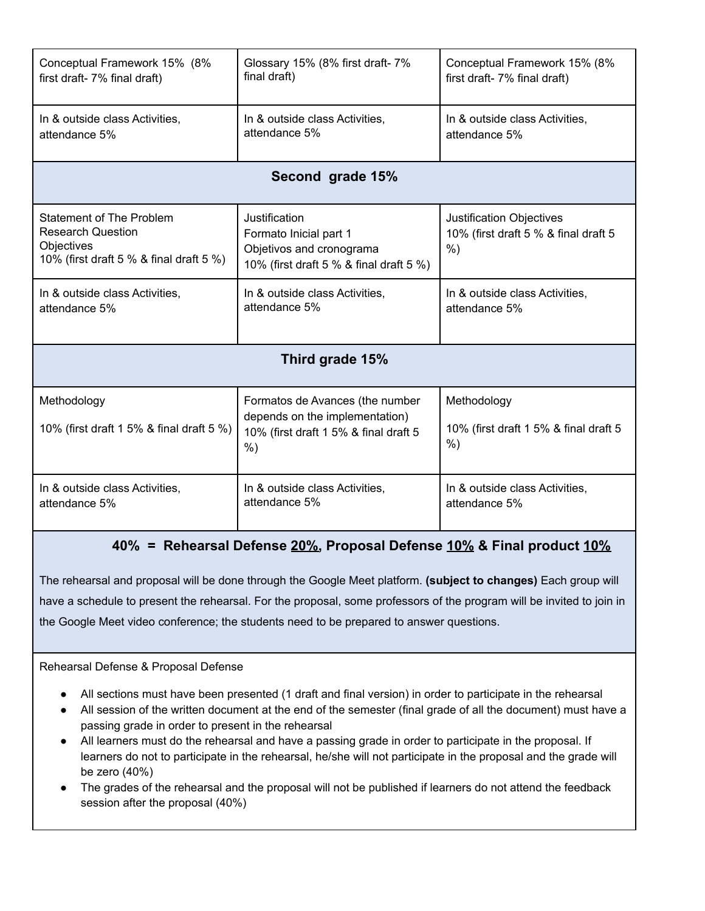| | | |
|---|---|---|
| Conceptual Framework 15% (8% first draft- 7% final draft) | Glossary 15% (8% first draft- 7% final draft) | Conceptual Framework 15% (8% first draft- 7% final draft) |
| In & outside class Activities, attendance 5% | In & outside class Activities, attendance 5% | In & outside class Activities, attendance 5% |
| **Second grade 15%** | | |
| Statement of The Problem<br>Research Question<br>Objectives<br>10% (first draft 5 % & final draft 5 %) | Justification<br>Formato Inicial part 1<br>Objetivos and cronograma<br>10% (first draft 5 % & final draft 5 %) | Justification Objectives<br>10% (first draft 5 % & final draft 5 %) |
| In & outside class Activities, attendance 5% | In & outside class Activities, attendance 5% | In & outside class Activities, attendance 5% |
| **Third grade 15%** | | |
| Methodology<br><br>10% (first draft 1 5% & final draft 5 %) | Formatos de Avances (the number depends on the implementation)<br>10% (first draft 1 5% & final draft 5 %) | Methodology<br><br>10% (first draft 1 5% & final draft 5 %) |
| In & outside class Activities, attendance 5% | In & outside class Activities, attendance 5% | In & outside class Activities, attendance 5% |

**40% = Rehearsal Defense 20%, Proposal Defense 10% & Final product 10%**

The rehearsal and proposal will be done through the Google Meet platform. **(subject to changes)** Each group will have a schedule to present the rehearsal. For the proposal, some professors of the program will be invited to join in the Google Meet video conference; the students need to be prepared to answer questions.

Rehearsal Defense & Proposal Defense

- All sections must have been presented (1 draft and final version) in order to participate in the rehearsal
- All session of the written document at the end of the semester (final grade of all the document) must have a passing grade in order to present in the rehearsal
- All learners must do the rehearsal and have a passing grade in order to participate in the proposal. If learners do not to participate in the rehearsal, he/she will not participate in the proposal and the grade will be zero (40%)
- The grades of the rehearsal and the proposal will not be published if learners do not attend the feedback session after the proposal (40%)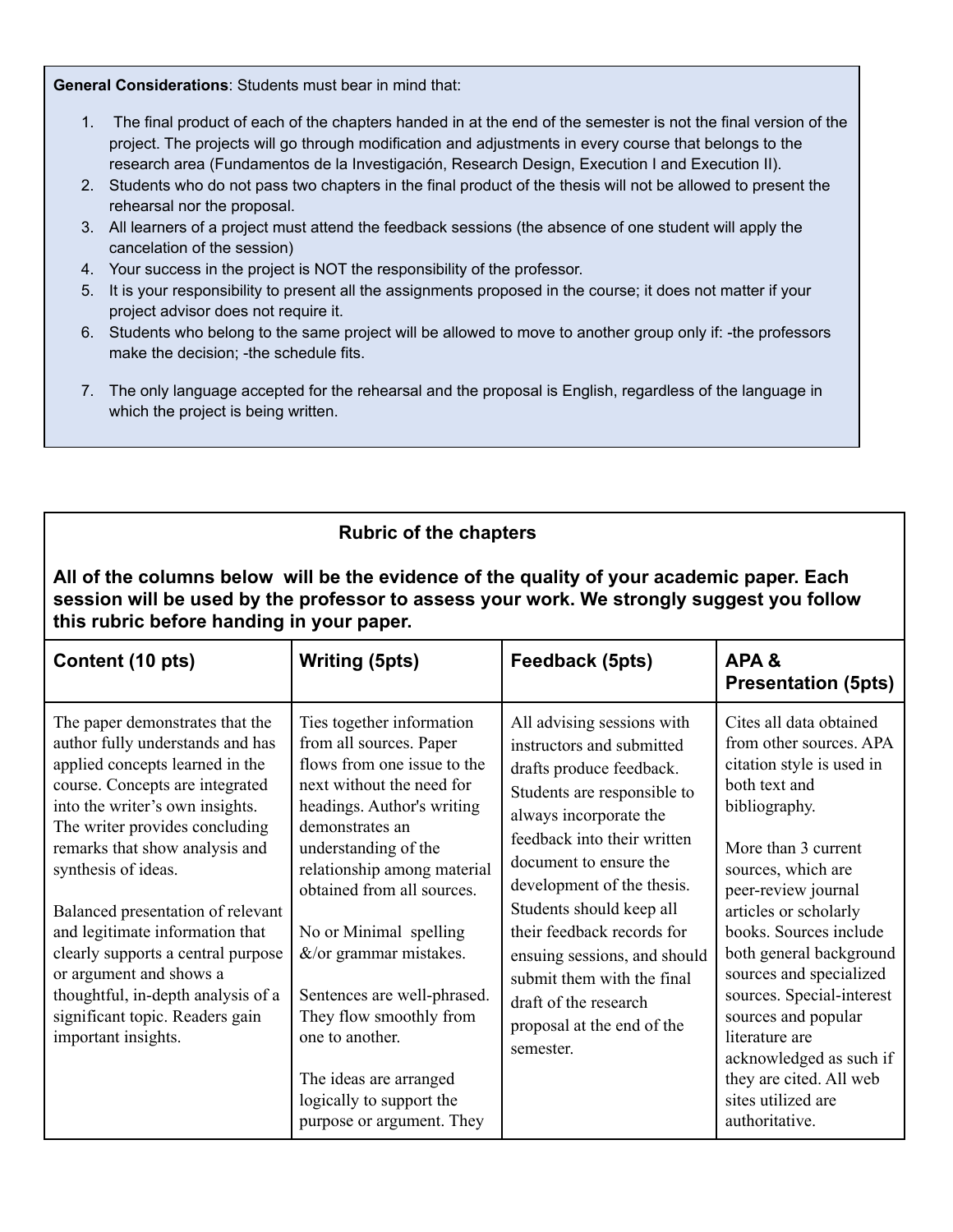**General Considerations**: Students must bear in mind that:

1. The final product of each of the chapters handed in at the end of the semester is not the final version of the project. The projects will go through modification and adjustments in every course that belongs to the research area (Fundamentos de la Investigación, Research Design, Execution I and Execution II).
2. Students who do not pass two chapters in the final product of the thesis will not be allowed to present the rehearsal nor the proposal.
3. All learners of a project must attend the feedback sessions (the absence of one student will apply the cancelation of the session)
4. Your success in the project is NOT the responsibility of the professor.
5. It is your responsibility to present all the assignments proposed in the course; it does not matter if your project advisor does not require it.
6. Students who belong to the same project will be allowed to move to another group only if: -the professors make the decision; -the schedule fits.
7. The only language accepted for the rehearsal and the proposal is English, regardless of the language in which the project is being written.

**Rubric of the chapters**

**All of the columns below will be the evidence of the quality of your academic paper. Each session will be used by the professor to assess your work. We strongly suggest you follow this rubric before handing in your paper.**

| Content (10 pts) | Writing (5pts) | Feedback (5pts) | APA & Presentation (5pts) |
|---|---|---|---|
| The paper demonstrates that the author fully understands and has applied concepts learned in the course. Concepts are integrated into the writer's own insights. The writer provides concluding remarks that show analysis and synthesis of ideas.<br><br>Balanced presentation of relevant and legitimate information that clearly supports a central purpose or argument and shows a thoughtful, in-depth analysis of a significant topic. Readers gain important insights. | Ties together information from all sources. Paper flows from one issue to the next without the need for headings. Author's writing demonstrates an understanding of the relationship among material obtained from all sources.<br><br>No or Minimal spelling &/or grammar mistakes.<br><br>Sentences are well-phrased. They flow smoothly from one to another.<br><br>The ideas are arranged logically to support the purpose or argument. They | All advising sessions with instructors and submitted drafts produce feedback. Students are responsible to always incorporate the feedback into their written document to ensure the development of the thesis. Students should keep all their feedback records for ensuing sessions, and should submit them with the final draft of the research proposal at the end of the semester. | Cites all data obtained from other sources. APA citation style is used in both text and bibliography.<br><br>More than 3 current sources, which are peer-review journal articles or scholarly books. Sources include both general background sources and specialized sources. Special-interest sources and popular literature are acknowledged as such if they are cited. All web sites utilized are authoritative. |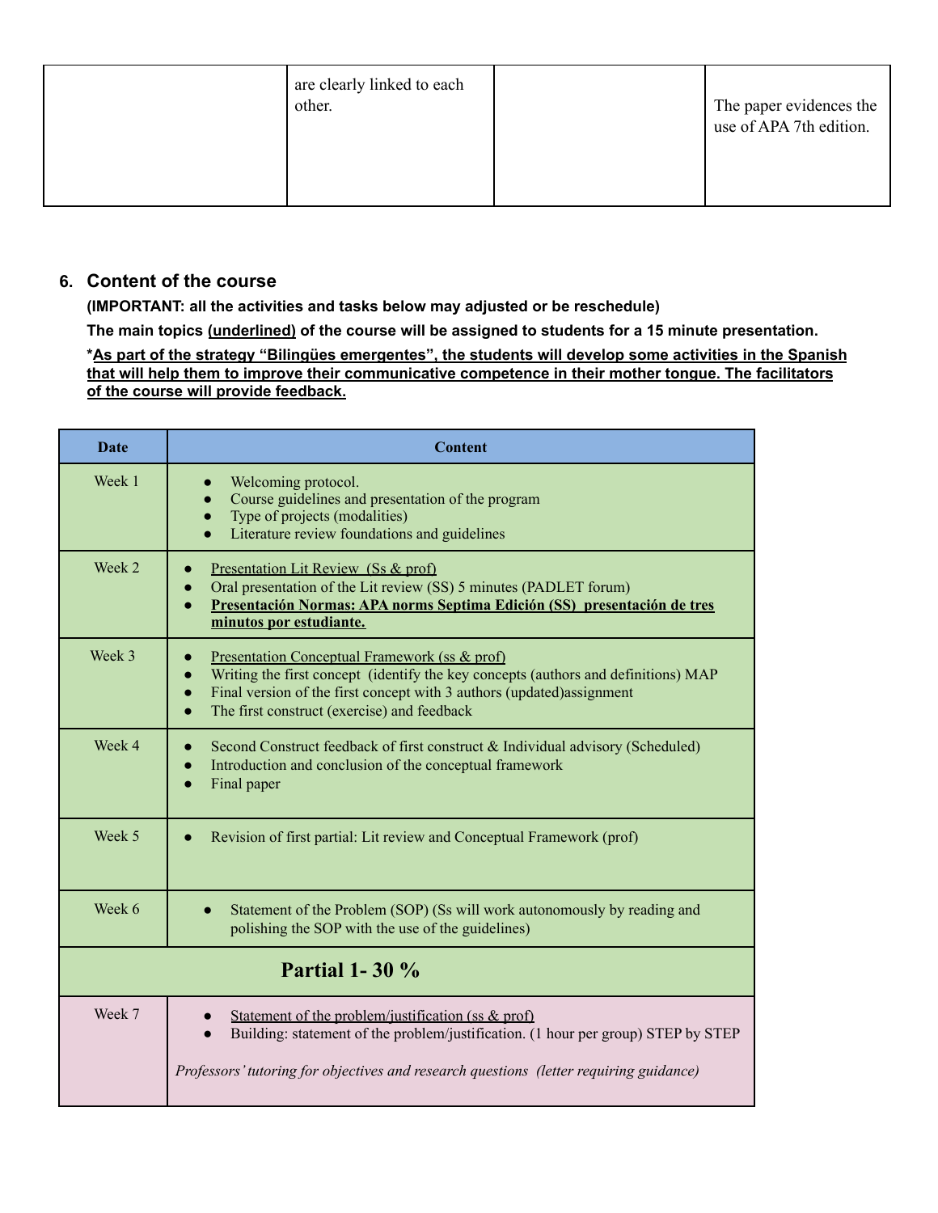| | are clearly linked to each other. | | The paper evidences the use of APA 7th edition. |
|---|---|---|---|

## 6. Content of the course

**(IMPORTANT: all the activities and tasks below may adjusted or be reschedule)**

**The main topics (underlined) of the course will be assigned to students for a 15 minute presentation.**

***As part of the strategy "Bilingües emergentes", the students will develop some activities in the Spanish that will help them to improve their communicative competence in their mother tongue. The facilitators of the course will provide feedback.**

| Date | Content |
|---|---|
| Week 1 | • Welcoming protocol.<br>• Course guidelines and presentation of the program<br>• Type of projects (modalities)<br>• Literature review foundations and guidelines |
| Week 2 | • Presentation Lit Review (Ss & prof)<br>• Oral presentation of the Lit review (SS) 5 minutes (PADLET forum)<br>• **Presentación Normas: APA norms Septima Edición (SS) presentación de tres minutos por estudiante.** |
| Week 3 | • Presentation Conceptual Framework (ss & prof)<br>• Writing the first concept (identify the key concepts (authors and definitions) MAP<br>• Final version of the first concept with 3 authors (updated)assignment<br>• The first construct (exercise) and feedback |
| Week 4 | • Second Construct feedback of first construct & Individual advisory (Scheduled)<br>• Introduction and conclusion of the conceptual framework<br>• Final paper |
| Week 5 | • Revision of first partial: Lit review and Conceptual Framework (prof) |
| Week 6 | • Statement of the Problem (SOP) (Ss will work autonomously by reading and polishing the SOP with the use of the guidelines) |
| **Partial 1- 30 %** | |
| Week 7 | • Statement of the problem/justification (ss & prof)<br>• Building: statement of the problem/justification. (1 hour per group) STEP by STEP<br><br>*Professors' tutoring for objectives and research questions (letter requiring guidance)* |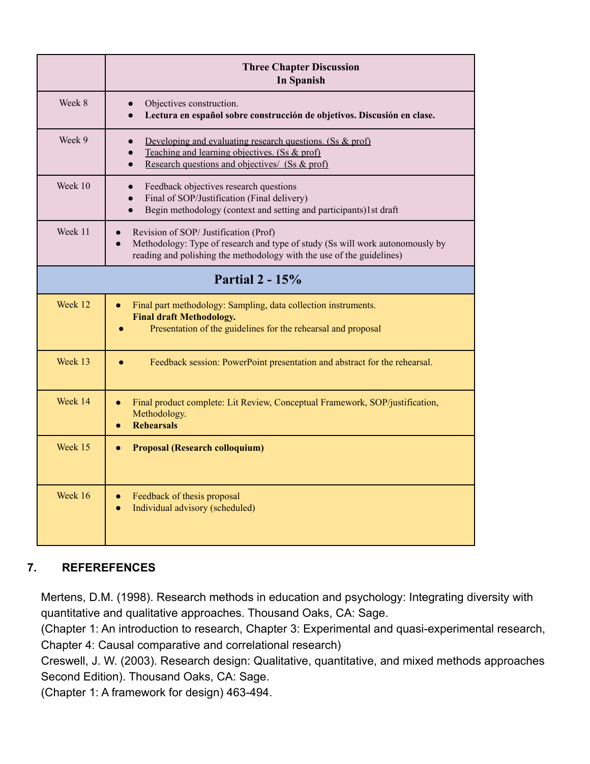|  | **Three Chapter Discussion In Spanish** |
|---|---|
| Week 8 | • Objectives construction.<br>• **Lectura en español sobre construcción de objetivos. Discusión en clase.** |
| Week 9 | • Developing and evaluating research questions. (Ss & prof)<br>• Teaching and learning objectives. (Ss & prof)<br>• Research questions and objectives/ (Ss & prof) |
| Week 10 | • Feedback objectives research questions<br>• Final of SOP/Justification (Final delivery)<br>• Begin methodology (context and setting and participants)1st draft |
| Week 11 | • Revision of SOP/ Justification (Prof)<br>• Methodology: Type of research and type of study (Ss will work autonomously by reading and polishing the methodology with the use of the guidelines) |
| **Partial 2 - 15%** | |
| Week 12 | • Final part methodology: Sampling, data collection instruments. **Final draft Methodology.**<br>• Presentation of the guidelines for the rehearsal and proposal |
| Week 13 | • Feedback session: PowerPoint presentation and abstract for the rehearsal. |
| Week 14 | • Final product complete: Lit Review, Conceptual Framework, SOP/justification, Methodology.<br>• **Rehearsals** |
| Week 15 | • **Proposal (Research colloquium)** |
| Week 16 | • Feedback of thesis proposal<br>• Individual advisory (scheduled) |

## 7. REFEREFENCES

Mertens, D.M. (1998). Research methods in education and psychology: Integrating diversity with quantitative and qualitative approaches. Thousand Oaks, CA: Sage.
(Chapter 1: An introduction to research, Chapter 3: Experimental and quasi-experimental research, Chapter 4: Causal comparative and correlational research)
Creswell, J. W. (2003). Research design: Qualitative, quantitative, and mixed methods approaches Second Edition). Thousand Oaks, CA: Sage.
(Chapter 1: A framework for design) 463-494.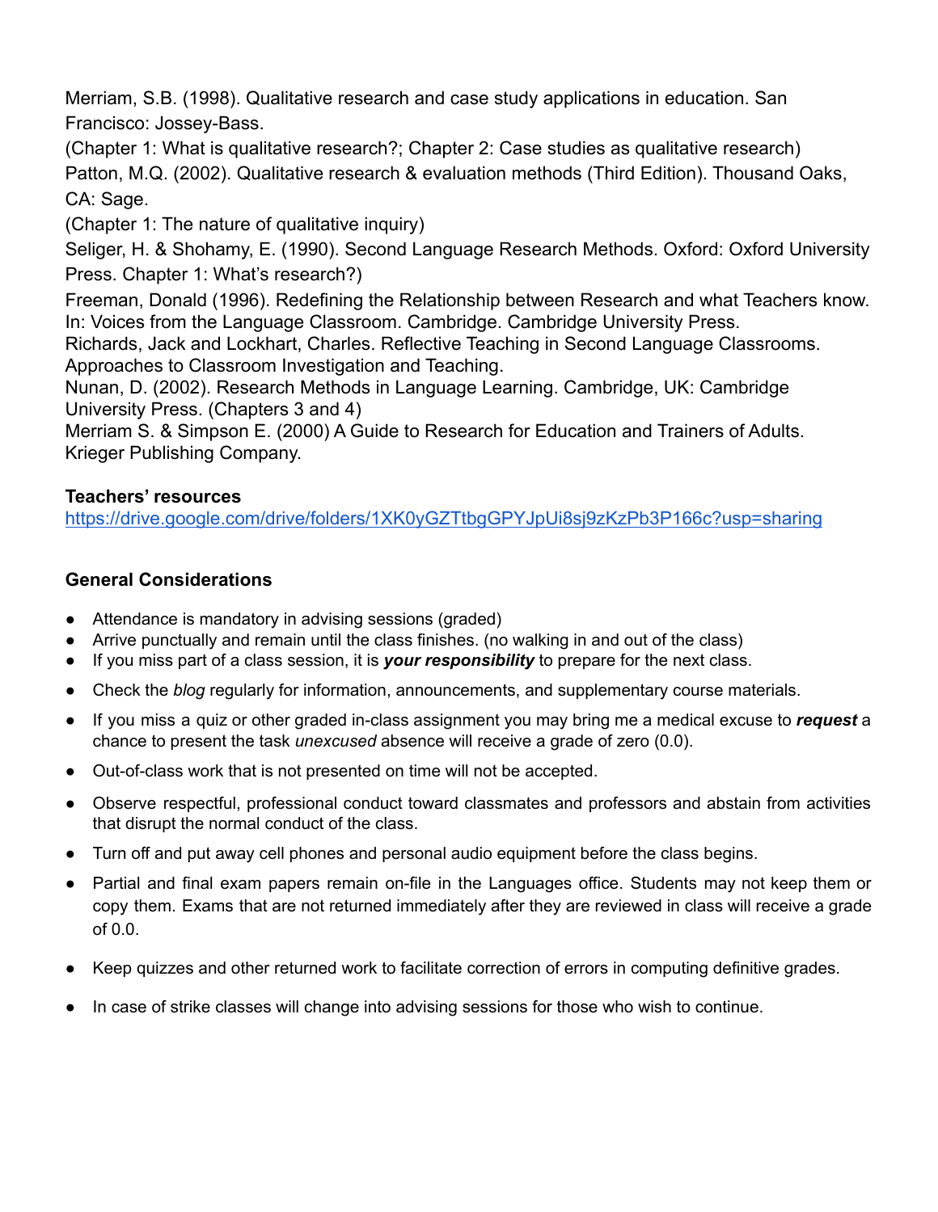Merriam, S.B. (1998). Qualitative research and case study applications in education. San Francisco: Jossey-Bass.
(Chapter 1: What is qualitative research?; Chapter 2: Case studies as qualitative research)
Patton, M.Q. (2002). Qualitative research & evaluation methods (Third Edition). Thousand Oaks, CA: Sage.
(Chapter 1: The nature of qualitative inquiry)
Seliger, H. & Shohamy, E. (1990). Second Language Research Methods. Oxford: Oxford University Press. Chapter 1: What's research?)
Freeman, Donald (1996). Redefining the Relationship between Research and what Teachers know. In: Voices from the Language Classroom. Cambridge. Cambridge University Press.
Richards, Jack and Lockhart, Charles. Reflective Teaching in Second Language Classrooms. Approaches to Classroom Investigation and Teaching.
Nunan, D. (2002). Research Methods in Language Learning. Cambridge, UK: Cambridge University Press. (Chapters 3 and 4)
Merriam S. & Simpson E. (2000) A Guide to Research for Education and Trainers of Adults. Krieger Publishing Company.

**Teachers' resources**
https://drive.google.com/drive/folders/1XK0yGZTtbgGPYJpUi8sj9zKzPb3P166c?usp=sharing

**General Considerations**

- Attendance is mandatory in advising sessions (graded)
- Arrive punctually and remain until the class finishes. (no walking in and out of the class)
- If you miss part of a class session, it is ***your responsibility*** to prepare for the next class.
- Check the *blog* regularly for information, announcements, and supplementary course materials.
- If you miss a quiz or other graded in-class assignment you may bring me a medical excuse to ***request*** a chance to present the task *unexcused* absence will receive a grade of zero (0.0).
- Out-of-class work that is not presented on time will not be accepted.
- Observe respectful, professional conduct toward classmates and professors and abstain from activities that disrupt the normal conduct of the class.
- Turn off and put away cell phones and personal audio equipment before the class begins.
- Partial and final exam papers remain on-file in the Languages office. Students may not keep them or copy them. Exams that are not returned immediately after they are reviewed in class will receive a grade of 0.0.
- Keep quizzes and other returned work to facilitate correction of errors in computing definitive grades.
- In case of strike classes will change into advising sessions for those who wish to continue.